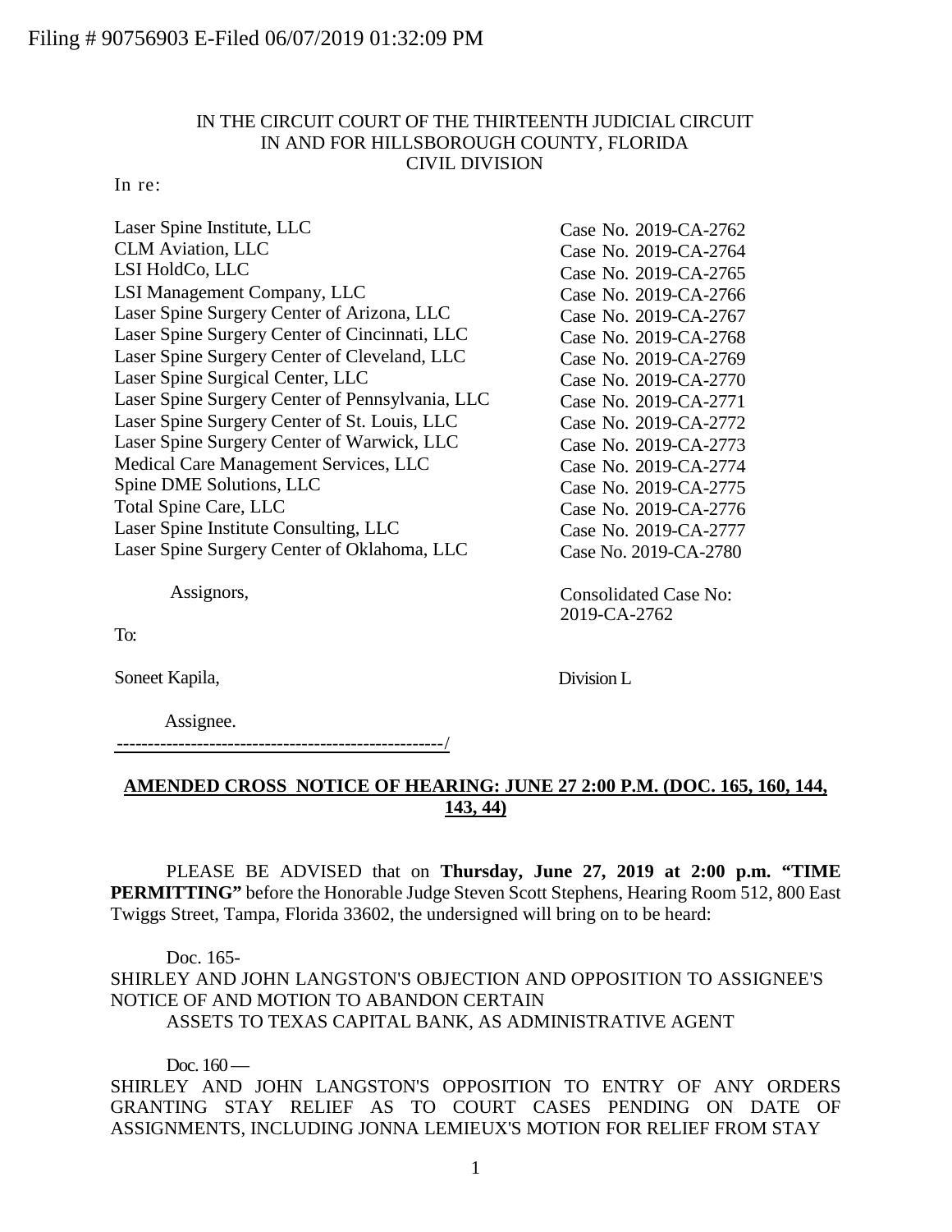Filing # 90756903 E-Filed 06/07/2019 01:32:09 PM

IN THE CIRCUIT COURT OF THE THIRTEENTH JUDICIAL CIRCUIT
IN AND FOR HILLSBOROUGH COUNTY, FLORIDA
CIVIL DIVISION

In re:

| | |
|---|---|
| Laser Spine Institute, LLC | Case No. 2019-CA-2762 |
| CLM Aviation, LLC | Case No. 2019-CA-2764 |
| LSI HoldCo, LLC | Case No. 2019-CA-2765 |
| LSI Management Company, LLC | Case No. 2019-CA-2766 |
| Laser Spine Surgery Center of Arizona, LLC | Case No. 2019-CA-2767 |
| Laser Spine Surgery Center of Cincinnati, LLC | Case No. 2019-CA-2768 |
| Laser Spine Surgery Center of Cleveland, LLC | Case No. 2019-CA-2769 |
| Laser Spine Surgical Center, LLC | Case No. 2019-CA-2770 |
| Laser Spine Surgery Center of Pennsylvania, LLC | Case No. 2019-CA-2771 |
| Laser Spine Surgery Center of St. Louis, LLC | Case No. 2019-CA-2772 |
| Laser Spine Surgery Center of Warwick, LLC | Case No. 2019-CA-2773 |
| Medical Care Management Services, LLC | Case No. 2019-CA-2774 |
| Spine DME Solutions, LLC | Case No. 2019-CA-2775 |
| Total Spine Care, LLC | Case No. 2019-CA-2776 |
| Laser Spine Institute Consulting, LLC | Case No. 2019-CA-2777 |
| Laser Spine Surgery Center of Oklahoma, LLC | Case No. 2019-CA-2780 |

Assignors,

Consolidated Case No: 2019-CA-2762

To:

Soneet Kapila,

Division L

Assignee.

-----------------------------------------------------/

**AMENDED CROSS NOTICE OF HEARING: JUNE 27 2:00 P.M. (DOC. 165, 160, 144, 143, 44)**

PLEASE BE ADVISED that on **Thursday, June 27, 2019 at 2:00 p.m. "TIME PERMITTING"** before the Honorable Judge Steven Scott Stephens, Hearing Room 512, 800 East Twiggs Street, Tampa, Florida 33602, the undersigned will bring on to be heard:

Doc. 165-
SHIRLEY AND JOHN LANGSTON'S OBJECTION AND OPPOSITION TO ASSIGNEE'S NOTICE OF AND MOTION TO ABANDON CERTAIN ASSETS TO TEXAS CAPITAL BANK, AS ADMINISTRATIVE AGENT

Doc. 160 —
SHIRLEY AND JOHN LANGSTON'S OPPOSITION TO ENTRY OF ANY ORDERS GRANTING STAY RELIEF AS TO COURT CASES PENDING ON DATE OF ASSIGNMENTS, INCLUDING JONNA LEMIEUX'S MOTION FOR RELIEF FROM STAY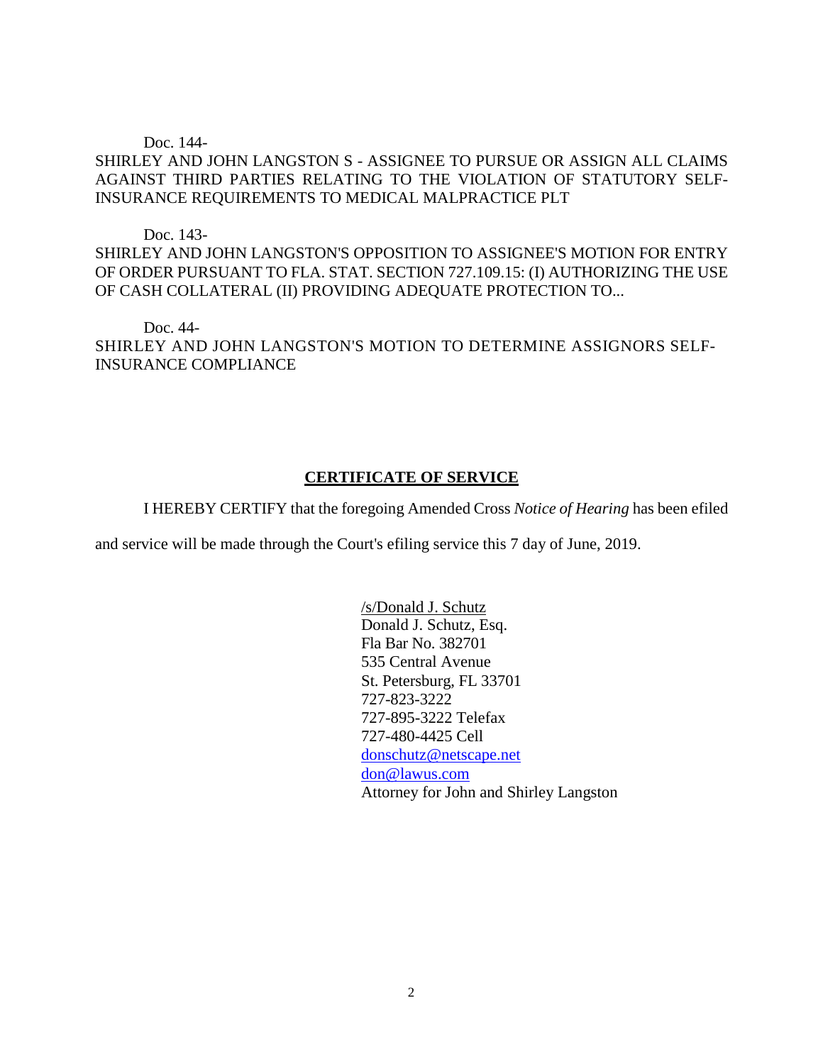Doc. 144-
SHIRLEY AND JOHN LANGSTON S - ASSIGNEE TO PURSUE OR ASSIGN ALL CLAIMS AGAINST THIRD PARTIES RELATING TO THE VIOLATION OF STATUTORY SELF-INSURANCE REQUIREMENTS TO MEDICAL MALPRACTICE PLT

Doc. 143-
SHIRLEY AND JOHN LANGSTON'S OPPOSITION TO ASSIGNEE'S MOTION FOR ENTRY OF ORDER PURSUANT TO FLA. STAT. SECTION 727.109.15: (I) AUTHORIZING THE USE OF CASH COLLATERAL (II) PROVIDING ADEQUATE PROTECTION TO...

Doc. 44-
SHIRLEY AND JOHN LANGSTON'S MOTION TO DETERMINE ASSIGNORS SELF-INSURANCE COMPLIANCE

## **CERTIFICATE OF SERVICE**

I HEREBY CERTIFY that the foregoing Amended Cross *Notice of Hearing* has been efiled and service will be made through the Court's efiling service this 7 day of June, 2019.

/s/Donald J. Schutz
Donald J. Schutz, Esq.
Fla Bar No. 382701
535 Central Avenue
St. Petersburg, FL 33701
727-823-3222
727-895-3222 Telefax
727-480-4425 Cell
donschutz@netscape.net
don@lawus.com
Attorney for John and Shirley Langston